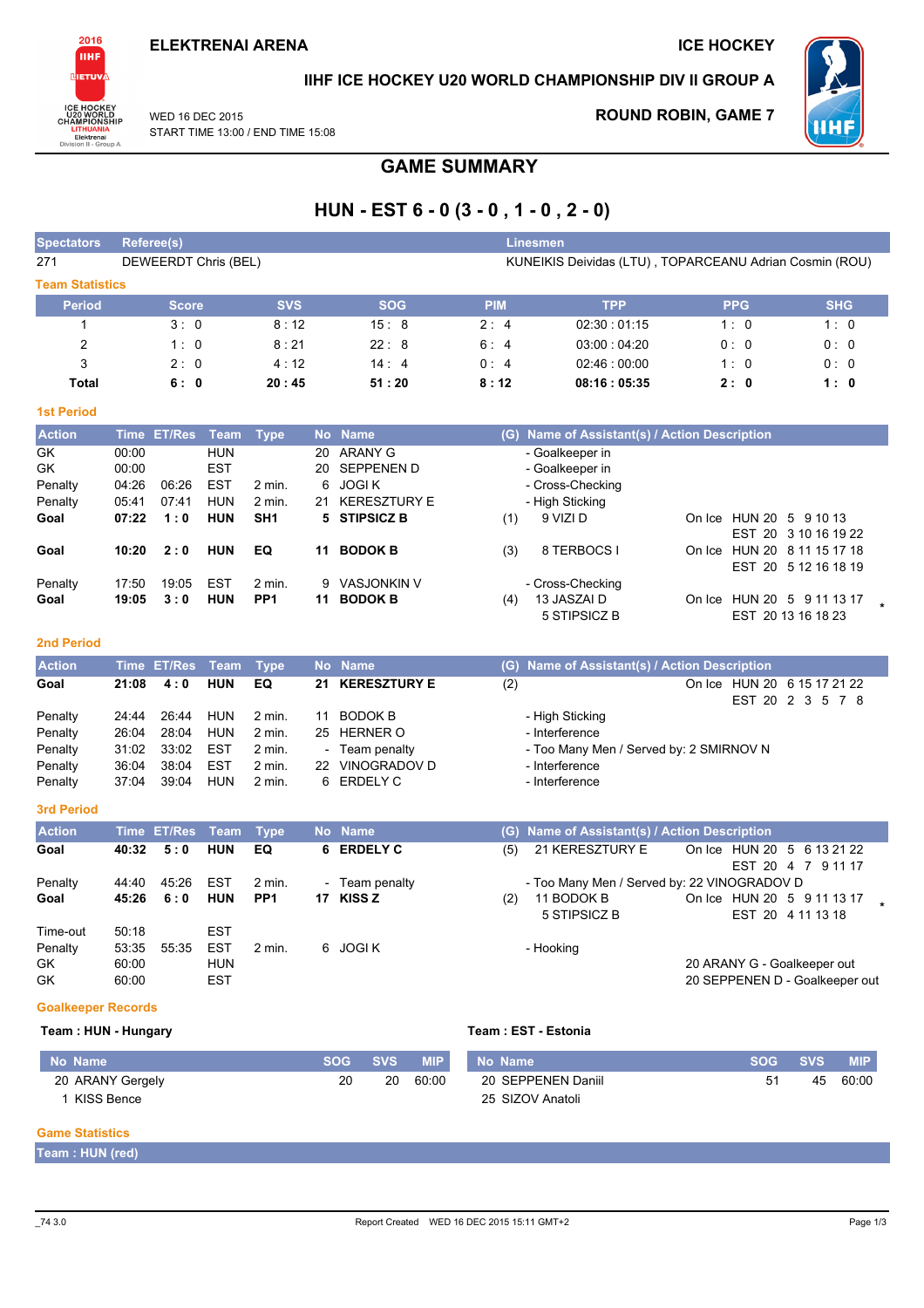ELEKTRENAI ARENA

ICE HOCKEY

IIHF ICE HOCKEY U20 WORLD CHAMPIONSHIP DIV II GROUP A

WED 16 DEC 2015
START TIME 13:00 / END TIME 15:08

ROUND ROBIN, GAME 7

# GAME SUMMARY

## HUN - EST 6 - 0 (3 - 0 , 1 - 0 , 2 - 0)

| Spectators | Referee(s) | Linesmen |
|---|---|---|
| 271 | DEWEERDT Chris (BEL) | KUNEIKIS Deividas (LTU) , TOPARCEANU Adrian Cosmin (ROU) |

### Team Statistics

| Period | Score | SVS | SOG | PIM | TPP | PPG | SHG |
|---|---|---|---|---|---|---|---|
| 1 | 3 : 0 | 8 : 12 | 15 : 8 | 2 : 4 | 02:30 : 01:15 | 1 : 0 | 1 : 0 |
| 2 | 1 : 0 | 8 : 21 | 22 : 8 | 6 : 4 | 03:00 : 04:20 | 0 : 0 | 0 : 0 |
| 3 | 2 : 0 | 4 : 12 | 14 : 4 | 0 : 4 | 02:46 : 00:00 | 1 : 0 | 0 : 0 |
| **Total** | **6 : 0** | **20 : 45** | **51 : 20** | **8 : 12** | **08:16 : 05:35** | **2 : 0** | **1 : 0** |

### 1st Period

| Action | Time | ET/Res | Team | Type | No | Name | (G) | Name of Assistant(s) / Action Description | On Ice |
|---|---|---|---|---|---|---|---|---|---|
| GK | 00:00 | | HUN | | 20 | ARANY G | | - Goalkeeper in | |
| GK | 00:00 | | EST | | 20 | SEPPENEN D | | - Goalkeeper in | |
| Penalty | 04:26 | 06:26 | EST | 2 min. | 6 | JOGI K | | - Cross-Checking | |
| Penalty | 05:41 | 07:41 | HUN | 2 min. | 21 | KERESZTURY E | | - High Sticking | |
| **Goal** | **07:22** | **1 : 0** | **HUN** | **SH1** | **5** | **STIPSICZ B** | (1) | 9 VIZI D | HUN 20 5 9 10 13; EST 20 3 10 16 19 22 |
| **Goal** | **10:20** | **2 : 0** | **HUN** | **EQ** | **11** | **BODOK B** | (3) | 8 TERBOCS I | HUN 20 8 11 15 17 18; EST 20 5 12 16 18 19 |
| Penalty | 17:50 | 19:05 | EST | 2 min. | 9 | VASJONKIN V | | - Cross-Checking | |
| **Goal** | **19:05** | **3 : 0** | **HUN** | **PP1** | **11** | **BODOK B** | (4) | 13 JASZAI D, 5 STIPSICZ B | HUN 20 5 9 11 13 17; EST 20 13 16 18 23 * |

### 2nd Period

| Action | Time | ET/Res | Team | Type | No | Name | (G) | Name of Assistant(s) / Action Description | On Ice |
|---|---|---|---|---|---|---|---|---|---|
| **Goal** | **21:08** | **4 : 0** | **HUN** | **EQ** | **21** | **KERESZTURY E** | (2) | | HUN 20 6 15 17 21 22; EST 20 2 3 5 7 8 |
| Penalty | 24:44 | 26:44 | HUN | 2 min. | 11 | BODOK B | | - High Sticking | |
| Penalty | 26:04 | 28:04 | HUN | 2 min. | 25 | HERNER O | | - Interference | |
| Penalty | 31:02 | 33:02 | EST | 2 min. | - | Team penalty | | - Too Many Men / Served by: 2 SMIRNOV N | |
| Penalty | 36:04 | 38:04 | EST | 2 min. | 22 | VINOGRADOV D | | - Interference | |
| Penalty | 37:04 | 39:04 | HUN | 2 min. | 6 | ERDELY C | | - Interference | |

### 3rd Period

| Action | Time | ET/Res | Team | Type | No | Name | (G) | Name of Assistant(s) / Action Description | On Ice |
|---|---|---|---|---|---|---|---|---|---|
| **Goal** | **40:32** | **5 : 0** | **HUN** | **EQ** | **6** | **ERDELY C** | (5) | 21 KERESZTURY E | HUN 20 5 6 13 21 22; EST 20 4 7 9 11 17 |
| Penalty | 44:40 | 45:26 | EST | 2 min. | - | Team penalty | | - Too Many Men / Served by: 22 VINOGRADOV D | |
| **Goal** | **45:26** | **6 : 0** | **HUN** | **PP1** | **17** | **KISS Z** | (2) | 11 BODOK B, 5 STIPSICZ B | HUN 20 5 9 11 13 17; EST 20 4 11 13 18 * |
| Time-out | 50:18 | | EST | | | | | | |
| Penalty | 53:35 | 55:35 | EST | 2 min. | 6 | JOGI K | | - Hooking | |
| GK | 60:00 | | HUN | | | | | 20 ARANY G - Goalkeeper out | |
| GK | 60:00 | | EST | | | | | 20 SEPPENEN D - Goalkeeper out | |

### Goalkeeper Records

**Team : HUN - Hungary**

| No | Name | SOG | SVS | MIP |
|---|---|---|---|---|
| 20 | ARANY Gergely | 20 | 20 | 60:00 |
| 1 | KISS Bence | | | |

**Team : EST - Estonia**

| No | Name | SOG | SVS | MIP |
|---|---|---|---|---|
| 20 | SEPPENEN Daniil | 51 | 45 | 60:00 |
| 25 | SIZOV Anatoli | | | |

### Game Statistics

**Team : HUN (red)**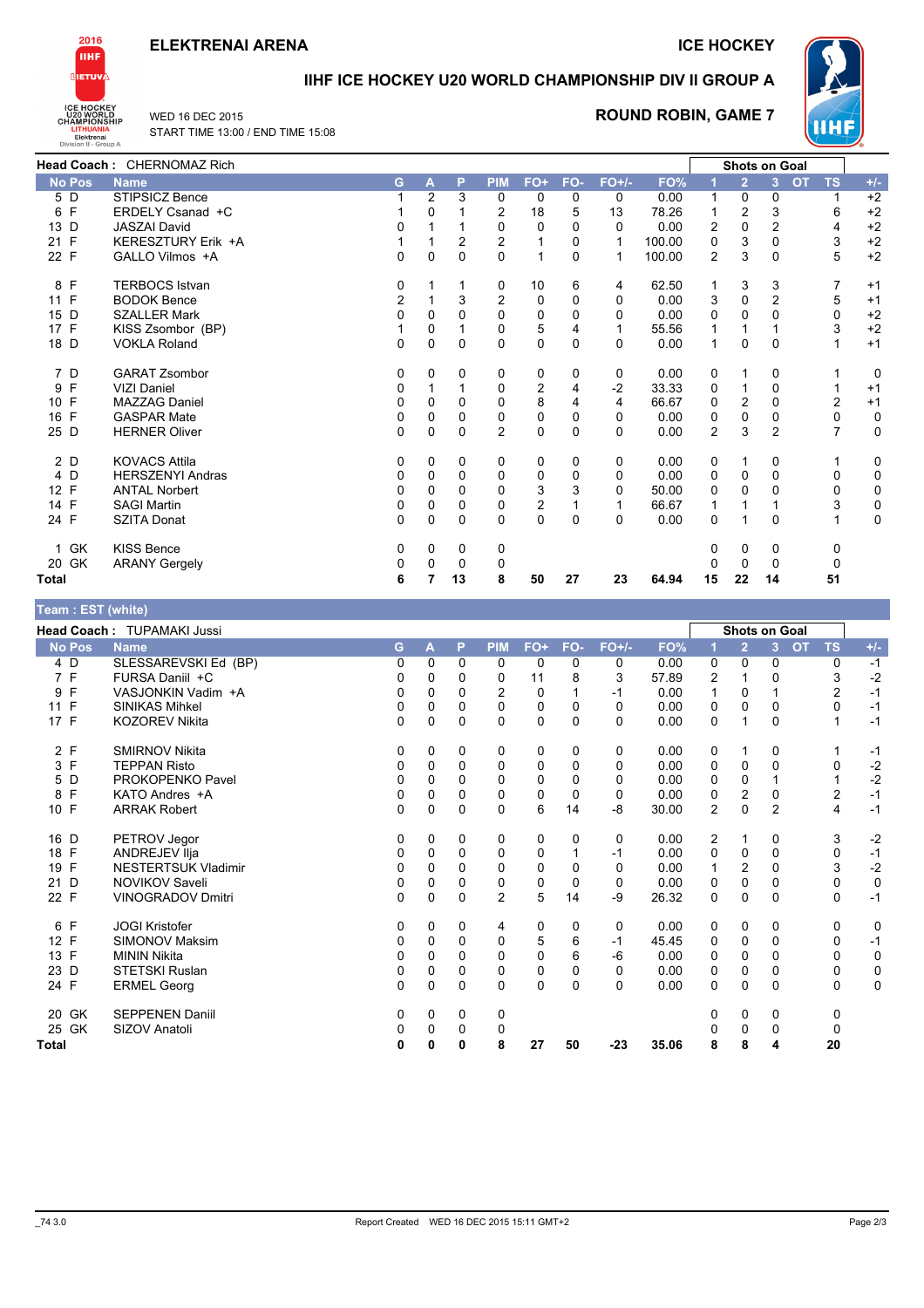# ELEKTRENAI ARENA

## ICE HOCKEY

## IIHF ICE HOCKEY U20 WORLD CHAMPIONSHIP DIV II GROUP A

WED 16 DEC 2015
START TIME 13:00 / END TIME 15:08

**ROUND ROBIN, GAME 7**

**Head Coach :** CHERNOMAZ Rich

| No | Pos | Name | G | A | P | PIM | FO+ | FO- | FO+/- | FO% | 1 | 2 | 3 | OT | TS | +/- |
|---|---|---|---|---|---|---|---|---|---|---|---|---|---|---|---|---|
| | | | | | | | | | | | Shots on Goal | | | | | |
| 5 | D | STIPSICZ Bence | 1 | 2 | 3 | 0 | 0 | 0 | 0 | 0.00 | 1 | 0 | 0 | | 1 | +2 |
| 6 | F | ERDELY Csanad +C | 1 | 0 | 1 | 2 | 18 | 5 | 13 | 78.26 | 1 | 2 | 3 | | 6 | +2 |
| 13 | D | JASZAI David | 0 | 1 | 1 | 0 | 0 | 0 | 0 | 0.00 | 2 | 0 | 2 | | 4 | +2 |
| 21 | F | KERESZTURY Erik +A | 1 | 1 | 2 | 2 | 1 | 0 | 1 | 100.00 | 0 | 3 | 0 | | 3 | +2 |
| 22 | F | GALLO Vilmos +A | 0 | 0 | 0 | 0 | 1 | 0 | 1 | 100.00 | 2 | 3 | 0 | | 5 | +2 |
| 8 | F | TERBOCS Istvan | 0 | 1 | 1 | 0 | 10 | 6 | 4 | 62.50 | 1 | 3 | 3 | | 7 | +1 |
| 11 | F | BODOK Bence | 2 | 1 | 3 | 2 | 0 | 0 | 0 | 0.00 | 3 | 0 | 2 | | 5 | +1 |
| 15 | D | SZALLER Mark | 0 | 0 | 0 | 0 | 0 | 0 | 0 | 0.00 | 0 | 0 | 0 | | 0 | +2 |
| 17 | F | KISS Zsombor (BP) | 1 | 0 | 1 | 0 | 5 | 4 | 1 | 55.56 | 1 | 1 | 1 | | 3 | +2 |
| 18 | D | VOKLA Roland | 0 | 0 | 0 | 0 | 0 | 0 | 0 | 0.00 | 1 | 0 | 0 | | 1 | +1 |
| 7 | D | GARAT Zsombor | 0 | 0 | 0 | 0 | 0 | 0 | 0 | 0.00 | 0 | 1 | 0 | | 1 | 0 |
| 9 | F | VIZI Daniel | 0 | 1 | 1 | 0 | 2 | 4 | -2 | 33.33 | 0 | 1 | 0 | | 1 | +1 |
| 10 | F | MAZZAG Daniel | 0 | 0 | 0 | 0 | 8 | 4 | 4 | 66.67 | 0 | 2 | 0 | | 2 | +1 |
| 16 | F | GASPAR Mate | 0 | 0 | 0 | 0 | 0 | 0 | 0 | 0.00 | 0 | 0 | 0 | | 0 | 0 |
| 25 | D | HERNER Oliver | 0 | 0 | 0 | 2 | 0 | 0 | 0 | 0.00 | 2 | 3 | 2 | | 7 | 0 |
| 2 | D | KOVACS Attila | 0 | 0 | 0 | 0 | 0 | 0 | 0 | 0.00 | 0 | 1 | 0 | | 1 | 0 |
| 4 | D | HERSZENYI Andras | 0 | 0 | 0 | 0 | 0 | 0 | 0 | 0.00 | 0 | 0 | 0 | | 0 | 0 |
| 12 | F | ANTAL Norbert | 0 | 0 | 0 | 0 | 3 | 3 | 0 | 50.00 | 0 | 0 | 0 | | 0 | 0 |
| 14 | F | SAGI Martin | 0 | 0 | 0 | 0 | 2 | 1 | 1 | 66.67 | 1 | 1 | 1 | | 3 | 0 |
| 24 | F | SZITA Donat | 0 | 0 | 0 | 0 | 0 | 0 | 0 | 0.00 | 0 | 1 | 0 | | 1 | 0 |
| 1 | GK | KISS Bence | 0 | 0 | 0 | 0 | | | | | 0 | 0 | 0 | | 0 | |
| 20 | GK | ARANY Gergely | 0 | 0 | 0 | 0 | | | | | 0 | 0 | 0 | | 0 | |
| **Total** | | | **6** | **7** | **13** | **8** | **50** | **27** | **23** | **64.94** | **15** | **22** | **14** | | **51** | |

**Team : EST (white)**

**Head Coach :** TUPAMAKI Jussi

| No | Pos | Name | G | A | P | PIM | FO+ | FO- | FO+/- | FO% | 1 | 2 | 3 | OT | TS | +/- |
|---|---|---|---|---|---|---|---|---|---|---|---|---|---|---|---|---|
| | | | | | | | | | | | Shots on Goal | | | | | |
| 4 | D | SLESSAREVSKI Ed (BP) | 0 | 0 | 0 | 0 | 0 | 0 | 0 | 0.00 | 0 | 0 | 0 | | 0 | -1 |
| 7 | F | FURSA Daniil +C | 0 | 0 | 0 | 0 | 11 | 8 | 3 | 57.89 | 2 | 1 | 0 | | 3 | -2 |
| 9 | F | VASJONKIN Vadim +A | 0 | 0 | 0 | 2 | 0 | 1 | -1 | 0.00 | 1 | 0 | 1 | | 2 | -1 |
| 11 | F | SINIKAS Mihkel | 0 | 0 | 0 | 0 | 0 | 0 | 0 | 0.00 | 0 | 0 | 0 | | 0 | -1 |
| 17 | F | KOZOREV Nikita | 0 | 0 | 0 | 0 | 0 | 0 | 0 | 0.00 | 0 | 1 | 0 | | 1 | -1 |
| 2 | F | SMIRNOV Nikita | 0 | 0 | 0 | 0 | 0 | 0 | 0 | 0.00 | 0 | 1 | 0 | | 1 | -1 |
| 3 | F | TEPPAN Risto | 0 | 0 | 0 | 0 | 0 | 0 | 0 | 0.00 | 0 | 0 | 0 | | 0 | -2 |
| 5 | D | PROKOPENKO Pavel | 0 | 0 | 0 | 0 | 0 | 0 | 0 | 0.00 | 0 | 0 | 1 | | 1 | -2 |
| 8 | F | KATO Andres +A | 0 | 0 | 0 | 0 | 0 | 0 | 0 | 0.00 | 0 | 2 | 0 | | 2 | -1 |
| 10 | F | ARRAK Robert | 0 | 0 | 0 | 0 | 6 | 14 | -8 | 30.00 | 2 | 0 | 2 | | 4 | -1 |
| 16 | D | PETROV Jegor | 0 | 0 | 0 | 0 | 0 | 0 | 0 | 0.00 | 2 | 1 | 0 | | 3 | -2 |
| 18 | F | ANDREJEV Ilja | 0 | 0 | 0 | 0 | 0 | 1 | -1 | 0.00 | 0 | 0 | 0 | | 0 | -1 |
| 19 | F | NESTERTSUK Vladimir | 0 | 0 | 0 | 0 | 0 | 0 | 0 | 0.00 | 1 | 2 | 0 | | 3 | -2 |
| 21 | D | NOVIKOV Saveli | 0 | 0 | 0 | 0 | 0 | 0 | 0 | 0.00 | 0 | 0 | 0 | | 0 | 0 |
| 22 | F | VINOGRADOV Dmitri | 0 | 0 | 0 | 2 | 5 | 14 | -9 | 26.32 | 0 | 0 | 0 | | 0 | -1 |
| 6 | F | JOGI Kristofer | 0 | 0 | 0 | 4 | 0 | 0 | 0 | 0.00 | 0 | 0 | 0 | | 0 | 0 |
| 12 | F | SIMONOV Maksim | 0 | 0 | 0 | 0 | 5 | 6 | -1 | 45.45 | 0 | 0 | 0 | | 0 | -1 |
| 13 | F | MININ Nikita | 0 | 0 | 0 | 0 | 0 | 6 | -6 | 0.00 | 0 | 0 | 0 | | 0 | 0 |
| 23 | D | STETSKI Ruslan | 0 | 0 | 0 | 0 | 0 | 0 | 0 | 0.00 | 0 | 0 | 0 | | 0 | 0 |
| 24 | F | ERMEL Georg | 0 | 0 | 0 | 0 | 0 | 0 | 0 | 0.00 | 0 | 0 | 0 | | 0 | 0 |
| 20 | GK | SEPPENEN Daniil | 0 | 0 | 0 | 0 | | | | | 0 | 0 | 0 | | 0 | |
| 25 | GK | SIZOV Anatoli | 0 | 0 | 0 | 0 | | | | | 0 | 0 | 0 | | 0 | |
| **Total** | | | **0** | **0** | **0** | **8** | **27** | **50** | **-23** | **35.06** | **8** | **8** | **4** | | **20** | |

_74 3.0 Report Created WED 16 DEC 2015 15:11 GMT+2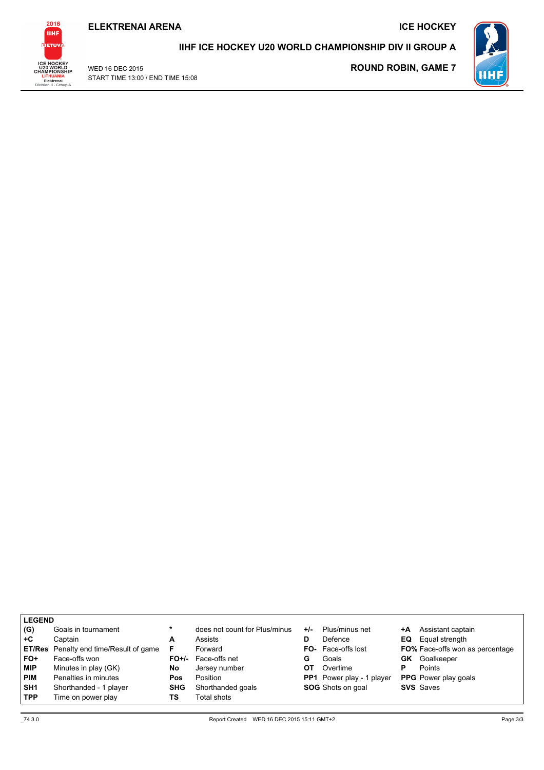ELEKTRENAI ARENA

ICE HOCKEY

## IIHF ICE HOCKEY U20 WORLD CHAMPIONSHIP DIV II GROUP A

WED 16 DEC 2015
START TIME 13:00 / END TIME 15:08

ROUND ROBIN, GAME 7

| LEGEND | | | | | | | |
|---|---|---|---|---|---|---|---|
| **(G)** | Goals in tournament | * | does not count for Plus/minus | **+/-** | Plus/minus net | **+A** | Assistant captain |
| **+C** | Captain | **A** | Assists | **D** | Defence | **EQ** | Equal strength |
| **ET/Res** | Penalty end time/Result of game | **F** | Forward | **FO-** | Face-offs lost | **FO%** | Face-offs won as percentage |
| **FO+** | Face-offs won | **FO+/-** | Face-offs net | **G** | Goals | **GK** | Goalkeeper |
| **MIP** | Minutes in play (GK) | **No** | Jersey number | **OT** | Overtime | **P** | Points |
| **PIM** | Penalties in minutes | **Pos** | Position | **PP1** | Power play - 1 player | **PPG** | Power play goals |
| **SH1** | Shorthanded - 1 player | **SHG** | Shorthanded goals | **SOG** | Shots on goal | **SVS** | Saves |
| **TPP** | Time on power play | **TS** | Total shots | | | | |

_74 3.0 Report Created WED 16 DEC 2015 15:11 GMT+2